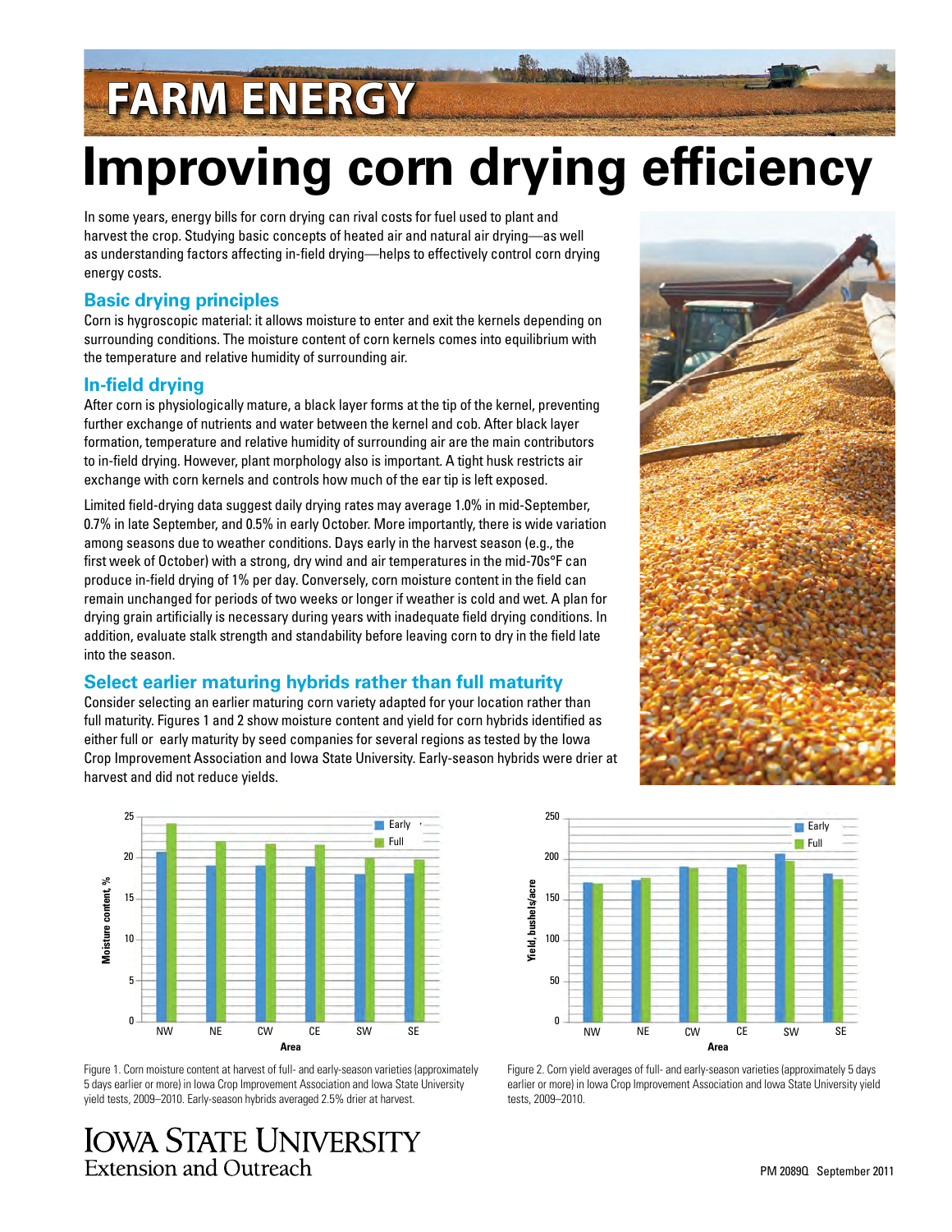# FARM ENERGY

# Improving corn drying efficiency

In some years, energy bills for corn drying can rival costs for fuel used to plant and harvest the crop. Studying basic concepts of heated air and natural air drying—as well as understanding factors affecting in-field drying—helps to effectively control corn drying energy costs.

## Basic drying principles

Corn is hygroscopic material: it allows moisture to enter and exit the kernels depending on surrounding conditions. The moisture content of corn kernels comes into equilibrium with the temperature and relative humidity of surrounding air.

## In-field drying

After corn is physiologically mature, a black layer forms at the tip of the kernel, preventing further exchange of nutrients and water between the kernel and cob. After black layer formation, temperature and relative humidity of surrounding air are the main contributors to in-field drying. However, plant morphology also is important. A tight husk restricts air exchange with corn kernels and controls how much of the ear tip is left exposed.

Limited field-drying data suggest daily drying rates may average 1.0% in mid-September, 0.7% in late September, and 0.5% in early October. More importantly, there is wide variation among seasons due to weather conditions. Days early in the harvest season (e.g., the first week of October) with a strong, dry wind and air temperatures in the mid-70s°F can produce in-field drying of 1% per day. Conversely, corn moisture content in the field can remain unchanged for periods of two weeks or longer if weather is cold and wet. A plan for drying grain artificially is necessary during years with inadequate field drying conditions. In addition, evaluate stalk strength and standability before leaving corn to dry in the field late into the season.

## Select earlier maturing hybrids rather than full maturity

Consider selecting an earlier maturing corn variety adapted for your location rather than full maturity. Figures 1 and 2 show moisture content and yield for corn hybrids identified as either full or early maturity by seed companies for several regions as tested by the Iowa Crop Improvement Association and Iowa State University. Early-season hybrids were drier at harvest and did not reduce yields.

Figure 1. Corn moisture content at harvest of full- and early-season varieties (approximately 5 days earlier or more) in Iowa Crop Improvement Association and Iowa State University yield tests, 2009–2010. Early-season hybrids averaged 2.5% drier at harvest.

Figure 2. Corn yield averages of full- and early-season varieties (approximately 5 days earlier or more) in Iowa Crop Improvement Association and Iowa State University yield tests, 2009–2010.

IOWA STATE UNIVERSITY
Extension and Outreach

PM 2089Q September 2011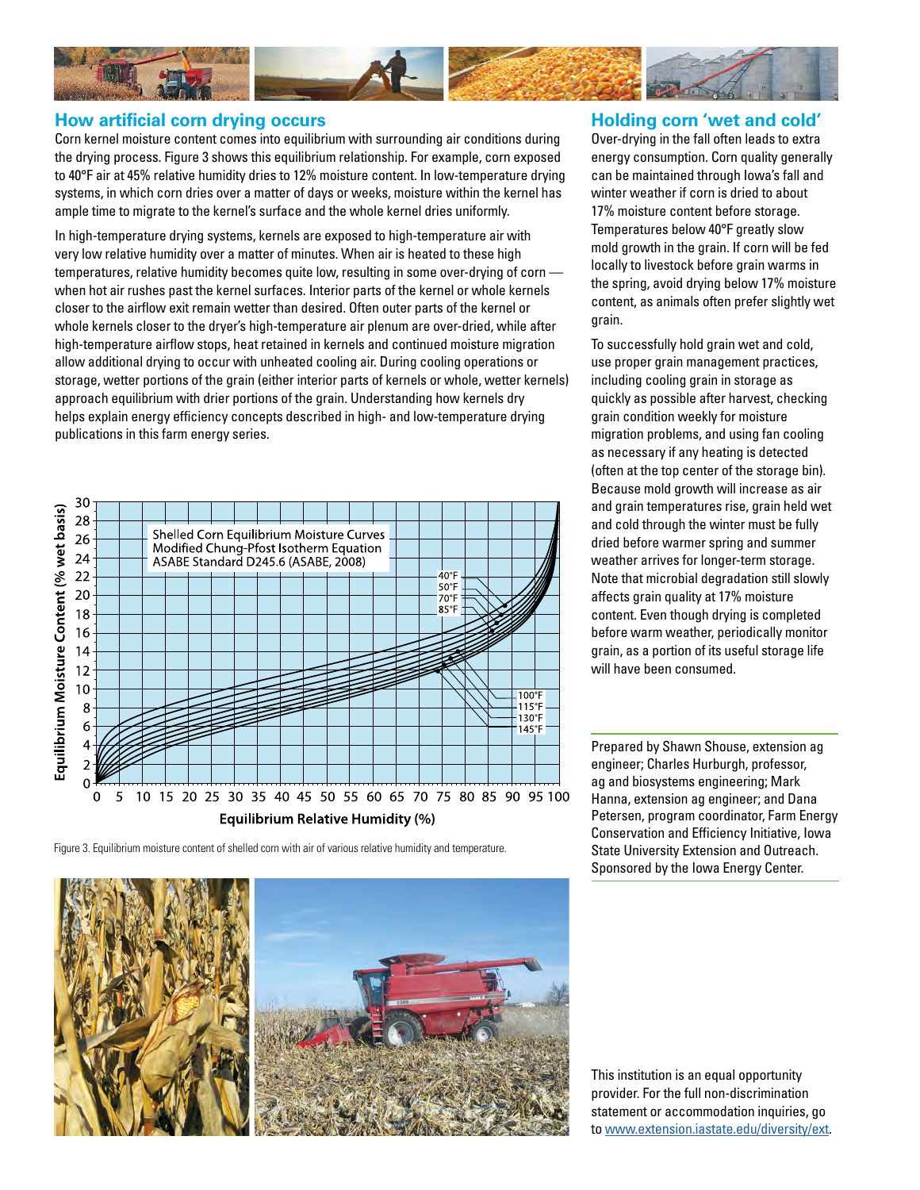## How artificial corn drying occurs

Corn kernel moisture content comes into equilibrium with surrounding air conditions during the drying process. Figure 3 shows this equilibrium relationship. For example, corn exposed to 40°F air at 45% relative humidity dries to 12% moisture content. In low-temperature drying systems, in which corn dries over a matter of days or weeks, moisture within the kernel has ample time to migrate to the kernel's surface and the whole kernel dries uniformly.

In high-temperature drying systems, kernels are exposed to high-temperature air with very low relative humidity over a matter of minutes. When air is heated to these high temperatures, relative humidity becomes quite low, resulting in some over-drying of corn — when hot air rushes past the kernel surfaces. Interior parts of the kernel or whole kernels closer to the airflow exit remain wetter than desired. Often outer parts of the kernel or whole kernels closer to the dryer's high-temperature air plenum are over-dried, while after high-temperature airflow stops, heat retained in kernels and continued moisture migration allow additional drying to occur with unheated cooling air. During cooling operations or storage, wetter portions of the grain (either interior parts of kernels or whole, wetter kernels) approach equilibrium with drier portions of the grain. Understanding how kernels dry helps explain energy efficiency concepts described in high- and low-temperature drying publications in this farm energy series.

Shelled Corn Equilibrium Moisture Curves
Modified Chung-Pfost Isotherm Equation
ASABE Standard D245.6 (ASABE, 2008)

40°F
50°F
70°F
85°F
100°F
115°F
130°F
145°F

Equilibrium Moisture Content (% wet basis)

0 2 4 6 8 10 12 14 16 18 20 22 24 26 28 30

Equilibrium Relative Humidity (%)

0 5 10 15 20 25 30 35 40 45 50 55 60 65 70 75 80 85 90 95 100

Figure 3. Equilibrium moisture content of shelled corn with air of various relative humidity and temperature.

## Holding corn 'wet and cold'

Over-drying in the fall often leads to extra energy consumption. Corn quality generally can be maintained through Iowa's fall and winter weather if corn is dried to about 17% moisture content before storage. Temperatures below 40°F greatly slow mold growth in the grain. If corn will be fed locally to livestock before grain warms in the spring, avoid drying below 17% moisture content, as animals often prefer slightly wet grain.

To successfully hold grain wet and cold, use proper grain management practices, including cooling grain in storage as quickly as possible after harvest, checking grain condition weekly for moisture migration problems, and using fan cooling as necessary if any heating is detected (often at the top center of the storage bin). Because mold growth will increase as air and grain temperatures rise, grain held wet and cold through the winter must be fully dried before warmer spring and summer weather arrives for longer-term storage. Note that microbial degradation still slowly affects grain quality at 17% moisture content. Even though drying is completed before warm weather, periodically monitor grain, as a portion of its useful storage life will have been consumed.

Prepared by Shawn Shouse, extension ag engineer; Charles Hurburgh, professor, ag and biosystems engineering; Mark Hanna, extension ag engineer; and Dana Petersen, program coordinator, Farm Energy Conservation and Efficiency Initiative, Iowa State University Extension and Outreach. Sponsored by the Iowa Energy Center.

This institution is an equal opportunity provider. For the full non-discrimination statement or accommodation inquiries, go to www.extension.iastate.edu/diversity/ext.